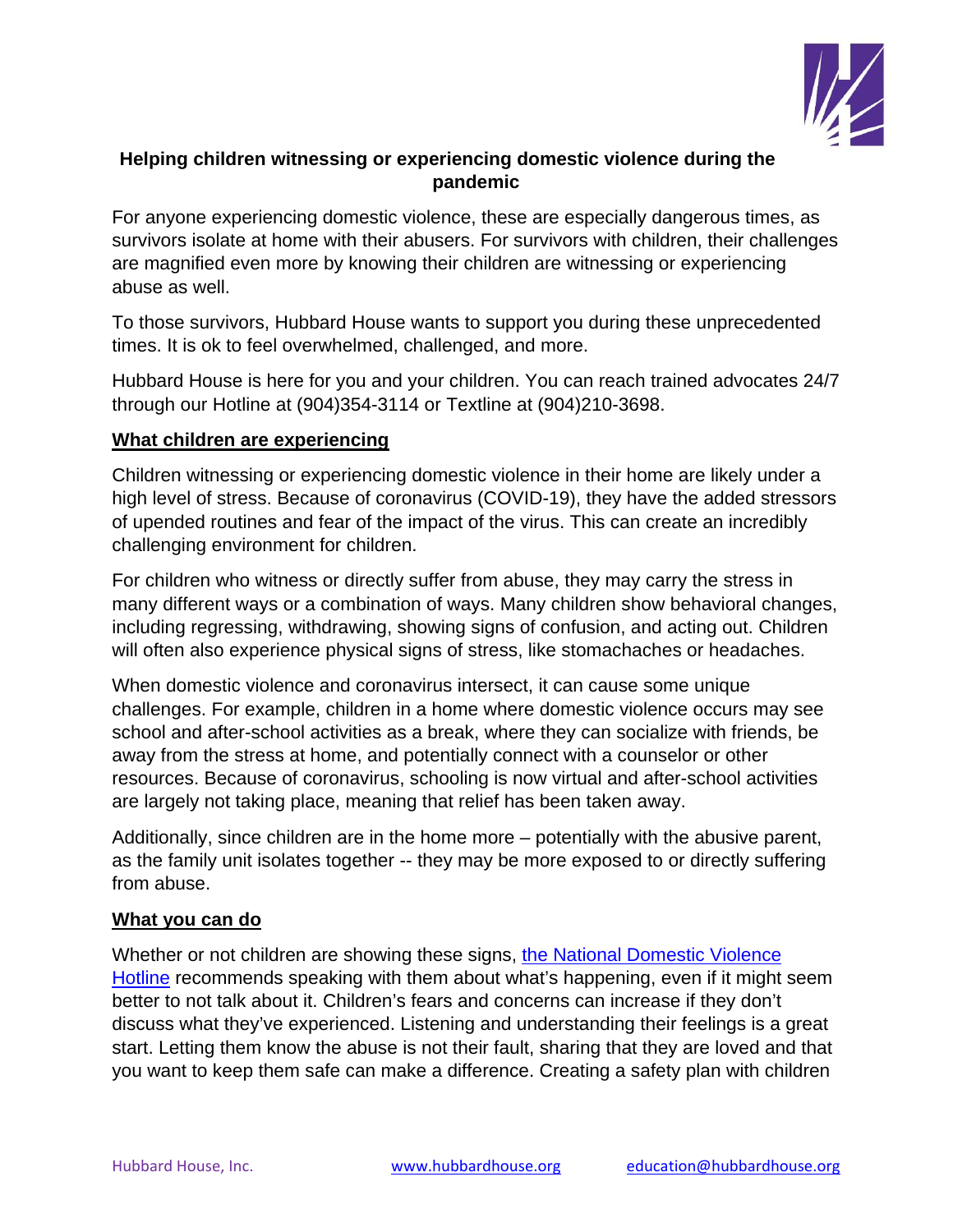# Helping children witnessing or experiencing domestic violence during the pandemic

For anyone experiencing domestic violence, these are especially dangerous times, as survivors isolate at home with their abusers. For survivors with children, their challenges are magnified even more by knowing their children are witnessing or experiencing abuse as well.

To those survivors, Hubbard House wants to support you during these unprecedented times. It is ok to feel overwhelmed, challenged, and more.

Hubbard House is here for you and your children. You can reach trained advocates 24/7 through our Hotline at (904)354-3114 or Textline at (904)210-3698.

## What children are experiencing

Children witnessing or experiencing domestic violence in their home are likely under a high level of stress. Because of coronavirus (COVID-19), they have the added stressors of upended routines and fear of the impact of the virus. This can create an incredibly challenging environment for children.

For children who witness or directly suffer from abuse, they may carry the stress in many different ways or a combination of ways. Many children show behavioral changes, including regressing, withdrawing, showing signs of confusion, and acting out. Children will often also experience physical signs of stress, like stomachaches or headaches.

When domestic violence and coronavirus intersect, it can cause some unique challenges. For example, children in a home where domestic violence occurs may see school and after-school activities as a break, where they can socialize with friends, be away from the stress at home, and potentially connect with a counselor or other resources. Because of coronavirus, schooling is now virtual and after-school activities are largely not taking place, meaning that relief has been taken away.

Additionally, since children are in the home more – potentially with the abusive parent, as the family unit isolates together -- they may be more exposed to or directly suffering from abuse.

## What you can do

Whether or not children are showing these signs, the National Domestic Violence Hotline recommends speaking with them about what's happening, even if it might seem better to not talk about it. Children's fears and concerns can increase if they don't discuss what they've experienced. Listening and understanding their feelings is a great start. Letting them know the abuse is not their fault, sharing that they are loved and that you want to keep them safe can make a difference. Creating a safety plan with children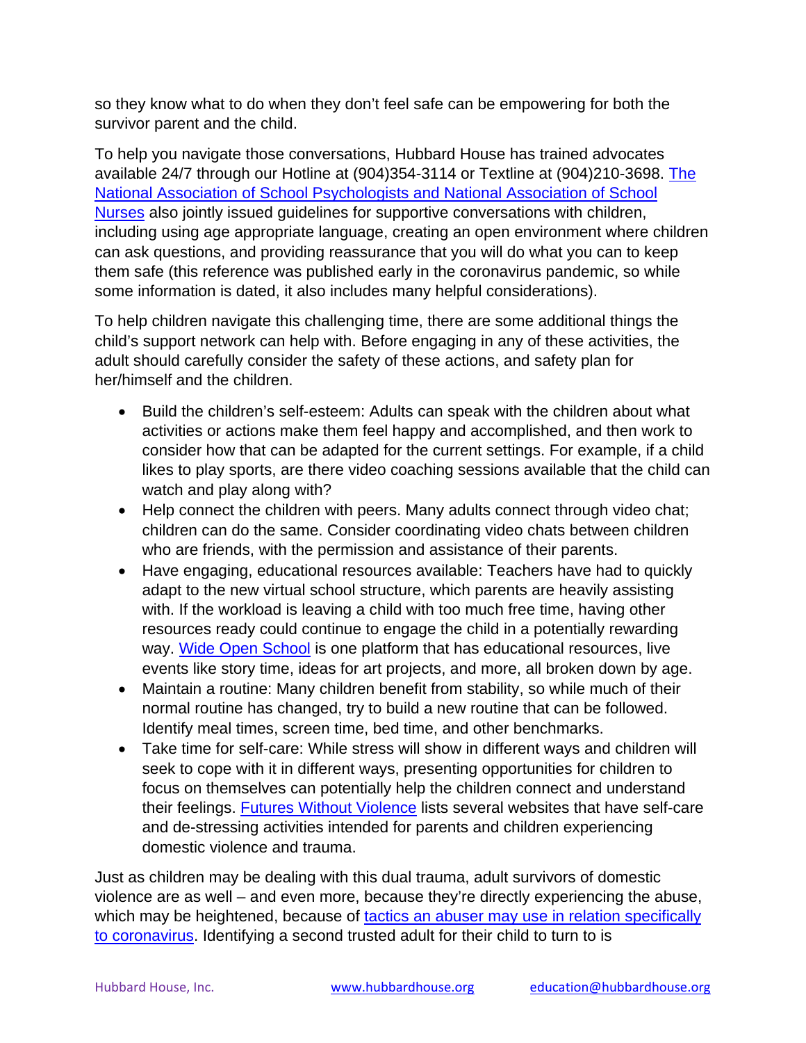so they know what to do when they don't feel safe can be empowering for both the survivor parent and the child.

To help you navigate those conversations, Hubbard House has trained advocates available 24/7 through our Hotline at (904)354-3114 or Textline at (904)210-3698. The National Association of School Psychologists and National Association of School Nurses also jointly issued guidelines for supportive conversations with children, including using age appropriate language, creating an open environment where children can ask questions, and providing reassurance that you will do what you can to keep them safe (this reference was published early in the coronavirus pandemic, so while some information is dated, it also includes many helpful considerations).

To help children navigate this challenging time, there are some additional things the child's support network can help with. Before engaging in any of these activities, the adult should carefully consider the safety of these actions, and safety plan for her/himself and the children.

- Build the children's self-esteem: Adults can speak with the children about what activities or actions make them feel happy and accomplished, and then work to consider how that can be adapted for the current settings. For example, if a child likes to play sports, are there video coaching sessions available that the child can watch and play along with?
- Help connect the children with peers. Many adults connect through video chat; children can do the same. Consider coordinating video chats between children who are friends, with the permission and assistance of their parents.
- Have engaging, educational resources available: Teachers have had to quickly adapt to the new virtual school structure, which parents are heavily assisting with. If the workload is leaving a child with too much free time, having other resources ready could continue to engage the child in a potentially rewarding way. Wide Open School is one platform that has educational resources, live events like story time, ideas for art projects, and more, all broken down by age.
- Maintain a routine: Many children benefit from stability, so while much of their normal routine has changed, try to build a new routine that can be followed. Identify meal times, screen time, bed time, and other benchmarks.
- Take time for self-care: While stress will show in different ways and children will seek to cope with it in different ways, presenting opportunities for children to focus on themselves can potentially help the children connect and understand their feelings. Futures Without Violence lists several websites that have self-care and de-stressing activities intended for parents and children experiencing domestic violence and trauma.

Just as children may be dealing with this dual trauma, adult survivors of domestic violence are as well – and even more, because they're directly experiencing the abuse, which may be heightened, because of tactics an abuser may use in relation specifically to coronavirus. Identifying a second trusted adult for their child to turn to is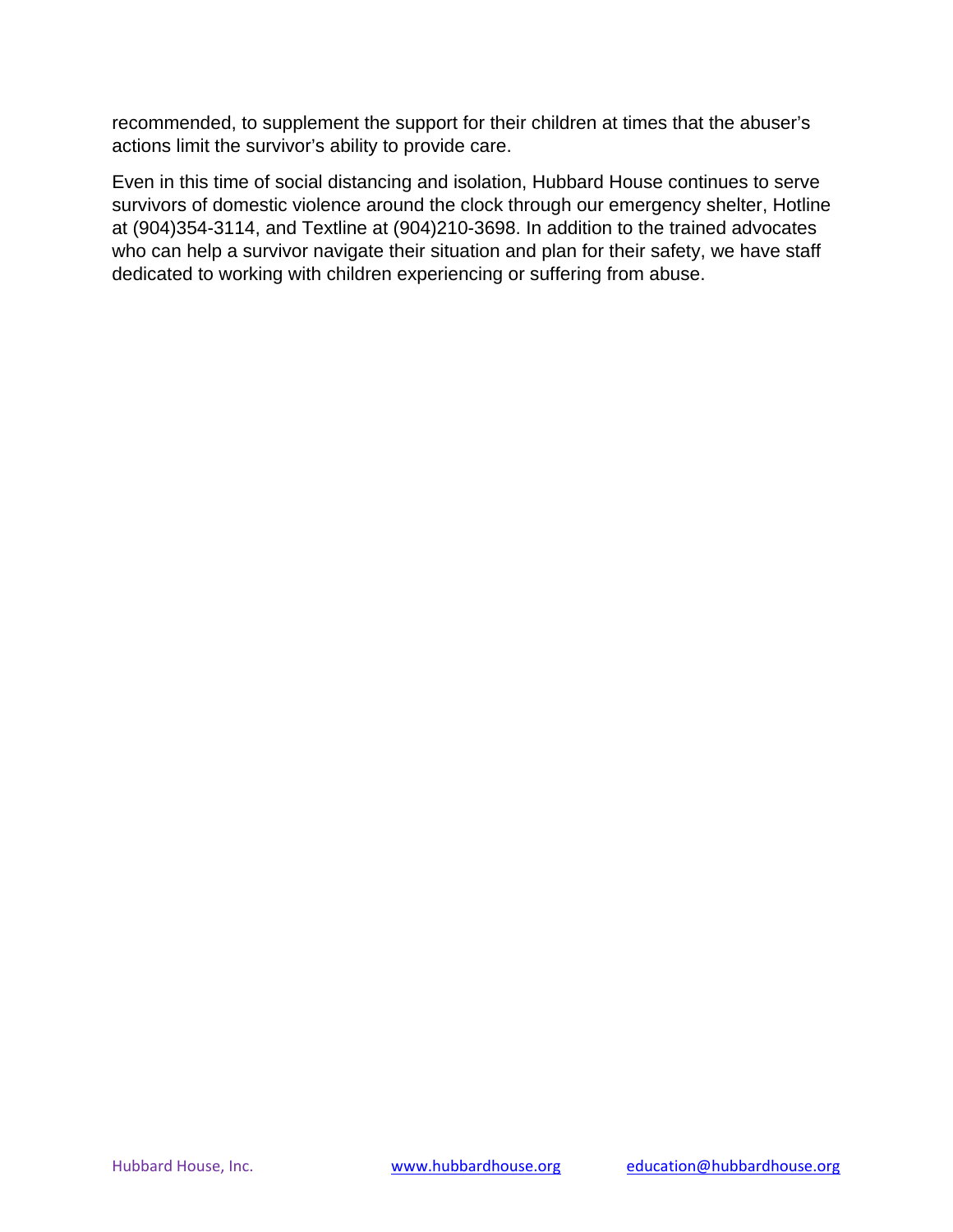recommended, to supplement the support for their children at times that the abuser's actions limit the survivor's ability to provide care.

Even in this time of social distancing and isolation, Hubbard House continues to serve survivors of domestic violence around the clock through our emergency shelter, Hotline at (904)354-3114, and Textline at (904)210-3698. In addition to the trained advocates who can help a survivor navigate their situation and plan for their safety, we have staff dedicated to working with children experiencing or suffering from abuse.